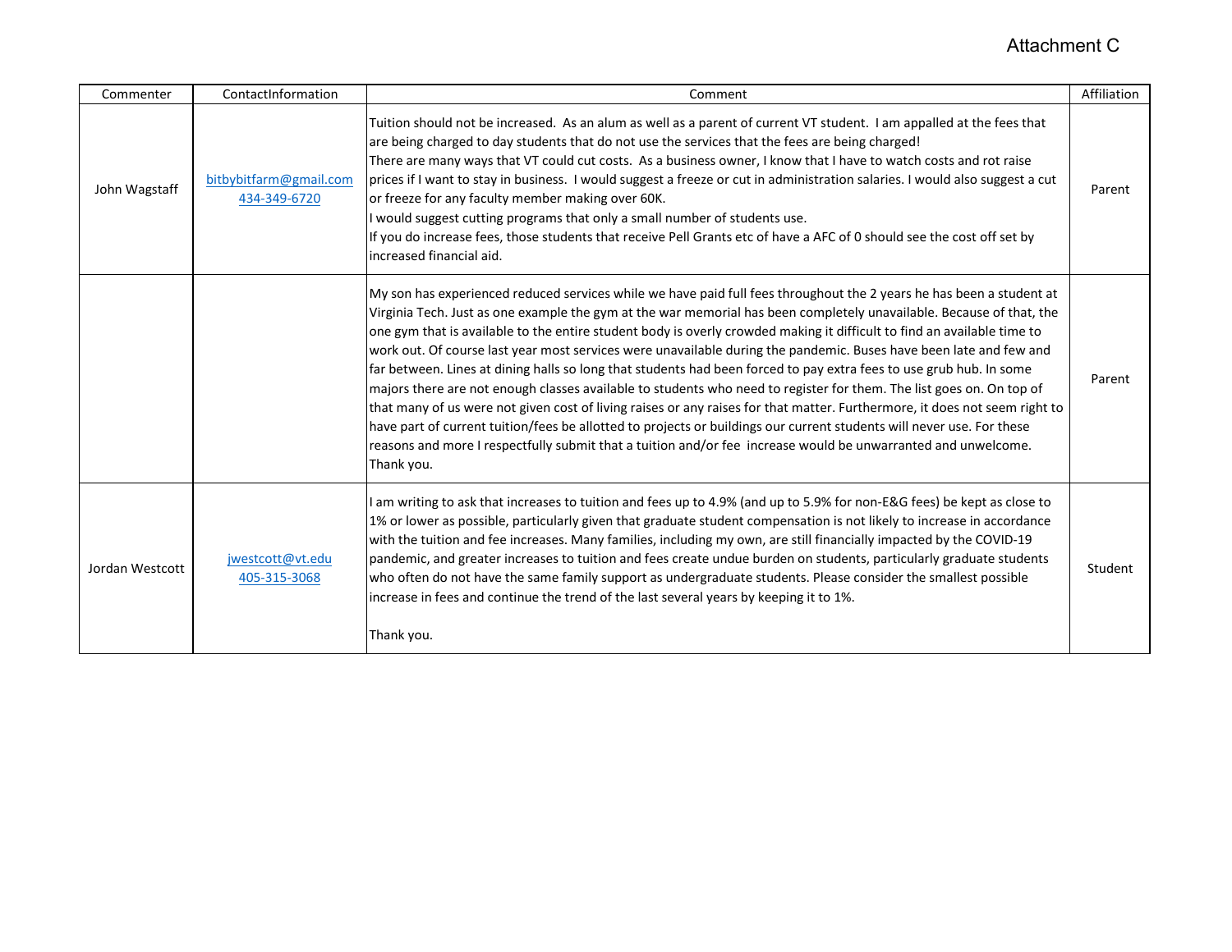Attachment C

| Commenter | ContactInformation | Comment | Affiliation |
| --- | --- | --- | --- |
| John Wagstaff | bitbybitfarm@gmail.com 434-349-6720 | Tuition should not be increased. As an alum as well as a parent of current VT student. I am appalled at the fees that are being charged to day students that do not use the services that the fees are being charged!<br>There are many ways that VT could cut costs. As a business owner, I know that I have to watch costs and rot raise prices if I want to stay in business. I would suggest a freeze or cut in administration salaries. I would also suggest a cut or freeze for any faculty member making over 60K.<br>I would suggest cutting programs that only a small number of students use.<br>If you do increase fees, those students that receive Pell Grants etc of have a AFC of 0 should see the cost off set by increased financial aid. | Parent |
| | | My son has experienced reduced services while we have paid full fees throughout the 2 years he has been a student at Virginia Tech. Just as one example the gym at the war memorial has been completely unavailable. Because of that, the one gym that is available to the entire student body is overly crowded making it difficult to find an available time to work out. Of course last year most services were unavailable during the pandemic. Buses have been late and few and far between. Lines at dining halls so long that students had been forced to pay extra fees to use grub hub. In some majors there are not enough classes available to students who need to register for them. The list goes on. On top of that many of us were not given cost of living raises or any raises for that matter. Furthermore, it does not seem right to have part of current tuition/fees be allotted to projects or buildings our current students will never use. For these reasons and more I respectfully submit that a tuition and/or fee increase would be unwarranted and unwelcome. Thank you. | Parent |
| Jordan Westcott | jwestcott@vt.edu 405-315-3068 | I am writing to ask that increases to tuition and fees up to 4.9% (and up to 5.9% for non-E&G fees) be kept as close to 1% or lower as possible, particularly given that graduate student compensation is not likely to increase in accordance with the tuition and fee increases. Many families, including my own, are still financially impacted by the COVID-19 pandemic, and greater increases to tuition and fees create undue burden on students, particularly graduate students who often do not have the same family support as undergraduate students. Please consider the smallest possible increase in fees and continue the trend of the last several years by keeping it to 1%.<br><br>Thank you. | Student |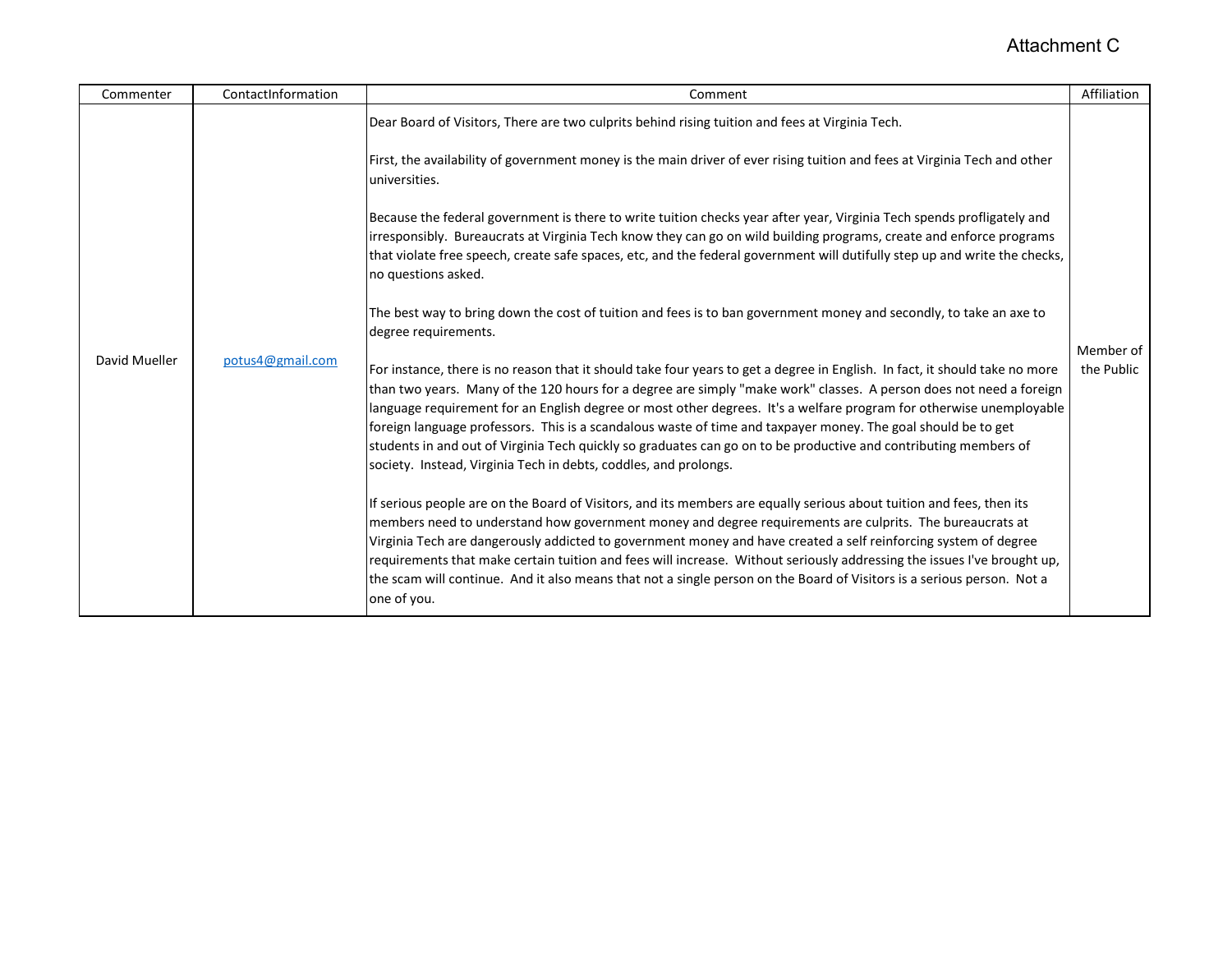Attachment C

| Commenter | ContactInformation | Comment | Affiliation |
|---|---|---|---|
| David Mueller | potus4@gmail.com | Dear Board of Visitors, There are two culprits behind rising tuition and fees at Virginia Tech.<br><br>First, the availability of government money is the main driver of ever rising tuition and fees at Virginia Tech and other universities.<br><br>Because the federal government is there to write tuition checks year after year, Virginia Tech spends profligately and irresponsibly. Bureaucrats at Virginia Tech know they can go on wild building programs, create and enforce programs that violate free speech, create safe spaces, etc, and the federal government will dutifully step up and write the checks, no questions asked.<br><br>The best way to bring down the cost of tuition and fees is to ban government money and secondly, to take an axe to degree requirements.<br><br>For instance, there is no reason that it should take four years to get a degree in English. In fact, it should take no more than two years. Many of the 120 hours for a degree are simply "make work" classes. A person does not need a foreign language requirement for an English degree or most other degrees. It's a welfare program for otherwise unemployable foreign language professors. This is a scandalous waste of time and taxpayer money. The goal should be to get students in and out of Virginia Tech quickly so graduates can go on to be productive and contributing members of society. Instead, Virginia Tech in debts, coddles, and prolongs.<br><br>If serious people are on the Board of Visitors, and its members are equally serious about tuition and fees, then its members need to understand how government money and degree requirements are culprits. The bureaucrats at Virginia Tech are dangerously addicted to government money and have created a self reinforcing system of degree requirements that make certain tuition and fees will increase. Without seriously addressing the issues I've brought up, the scam will continue. And it also means that not a single person on the Board of Visitors is a serious person. Not a one of you. | Member of the Public |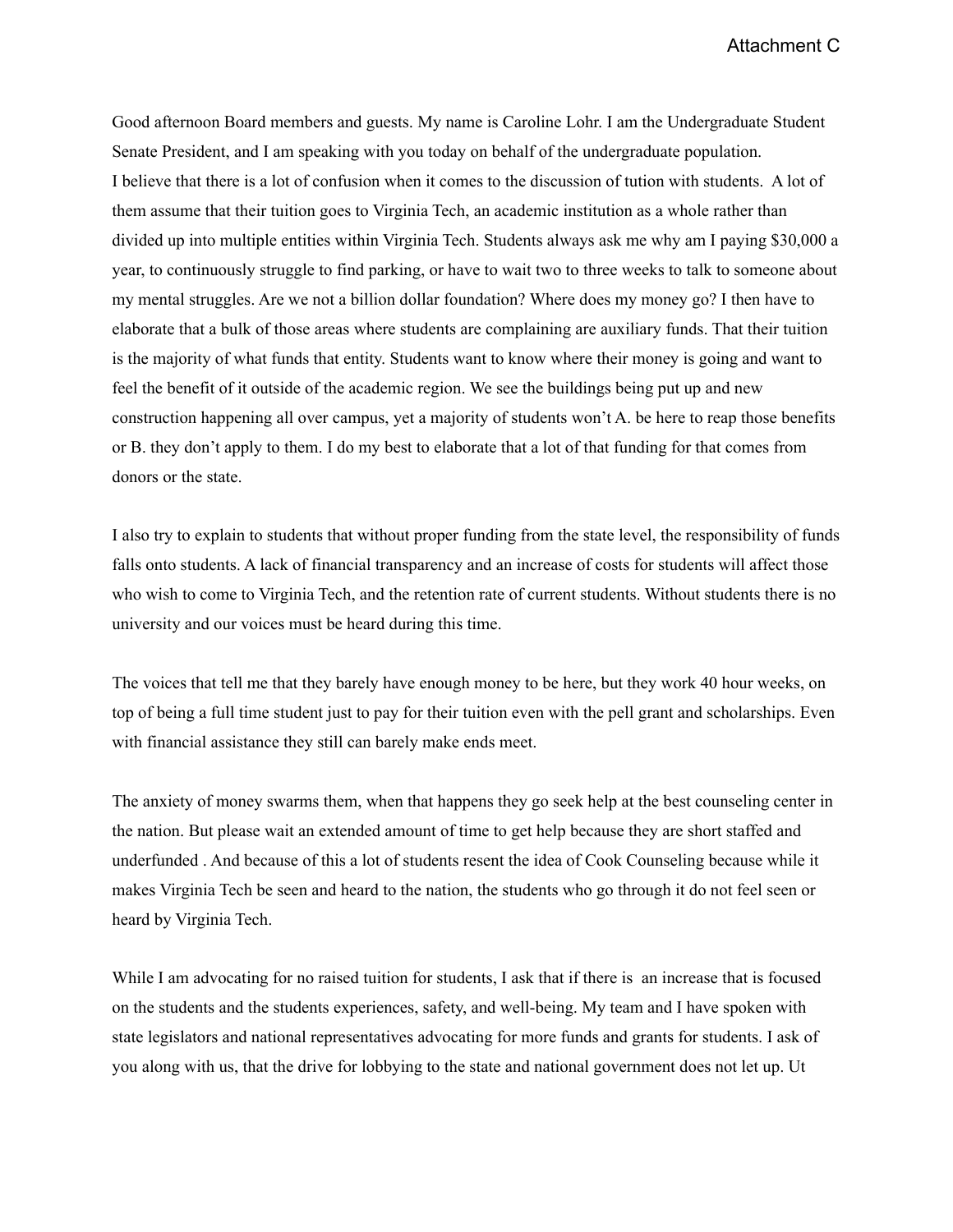Attachment C

Good afternoon Board members and guests. My name is Caroline Lohr. I am the Undergraduate Student Senate President, and I am speaking with you today on behalf of the undergraduate population.
I believe that there is a lot of confusion when it comes to the discussion of tution with students. A lot of them assume that their tuition goes to Virginia Tech, an academic institution as a whole rather than divided up into multiple entities within Virginia Tech. Students always ask me why am I paying $30,000 a year, to continuously struggle to find parking, or have to wait two to three weeks to talk to someone about my mental struggles. Are we not a billion dollar foundation? Where does my money go? I then have to elaborate that a bulk of those areas where students are complaining are auxiliary funds. That their tuition is the majority of what funds that entity. Students want to know where their money is going and want to feel the benefit of it outside of the academic region. We see the buildings being put up and new construction happening all over campus, yet a majority of students won't A. be here to reap those benefits or B. they don't apply to them. I do my best to elaborate that a lot of that funding for that comes from donors or the state.

I also try to explain to students that without proper funding from the state level, the responsibility of funds falls onto students. A lack of financial transparency and an increase of costs for students will affect those who wish to come to Virginia Tech, and the retention rate of current students. Without students there is no university and our voices must be heard during this time.

The voices that tell me that they barely have enough money to be here, but they work 40 hour weeks, on top of being a full time student just to pay for their tuition even with the pell grant and scholarships. Even with financial assistance they still can barely make ends meet.

The anxiety of money swarms them, when that happens they go seek help at the best counseling center in the nation. But please wait an extended amount of time to get help because they are short staffed and underfunded . And because of this a lot of students resent the idea of Cook Counseling because while it makes Virginia Tech be seen and heard to the nation, the students who go through it do not feel seen or heard by Virginia Tech.

While I am advocating for no raised tuition for students, I ask that if there is an increase that is focused on the students and the students experiences, safety, and well-being. My team and I have spoken with state legislators and national representatives advocating for more funds and grants for students. I ask of you along with us, that the drive for lobbying to the state and national government does not let up. Ut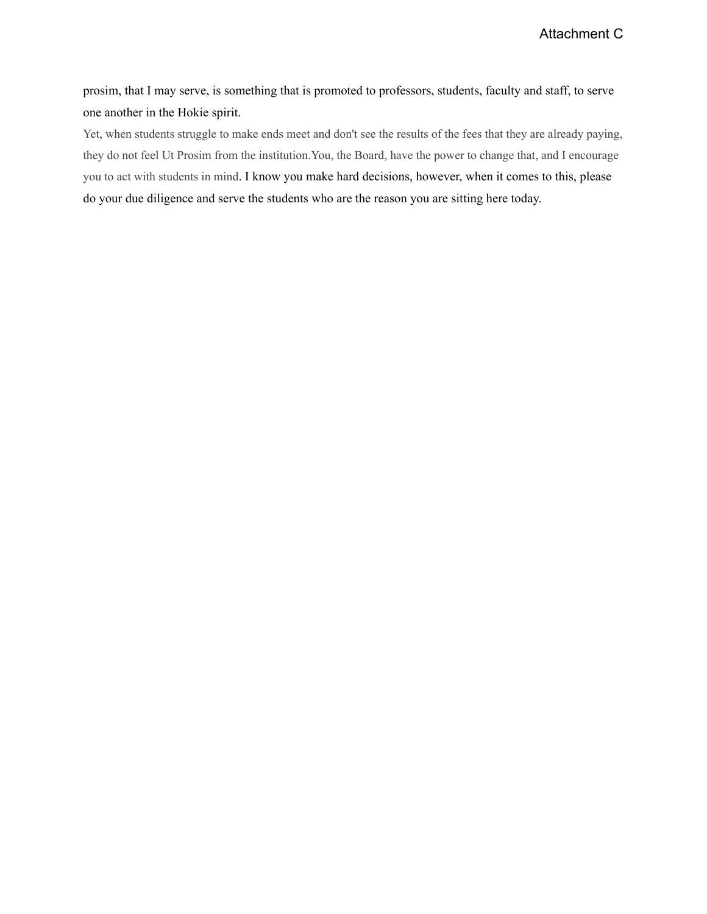prosim, that I may serve, is something that is promoted to professors, students, faculty and staff, to serve one another in the Hokie spirit.

Yet, when students struggle to make ends meet and don't see the results of the fees that they are already paying, they do not feel Ut Prosim from the institution.You, the Board, have the power to change that, and I encourage you to act with students in mind. I know you make hard decisions, however, when it comes to this, please do your due diligence and serve the students who are the reason you are sitting here today.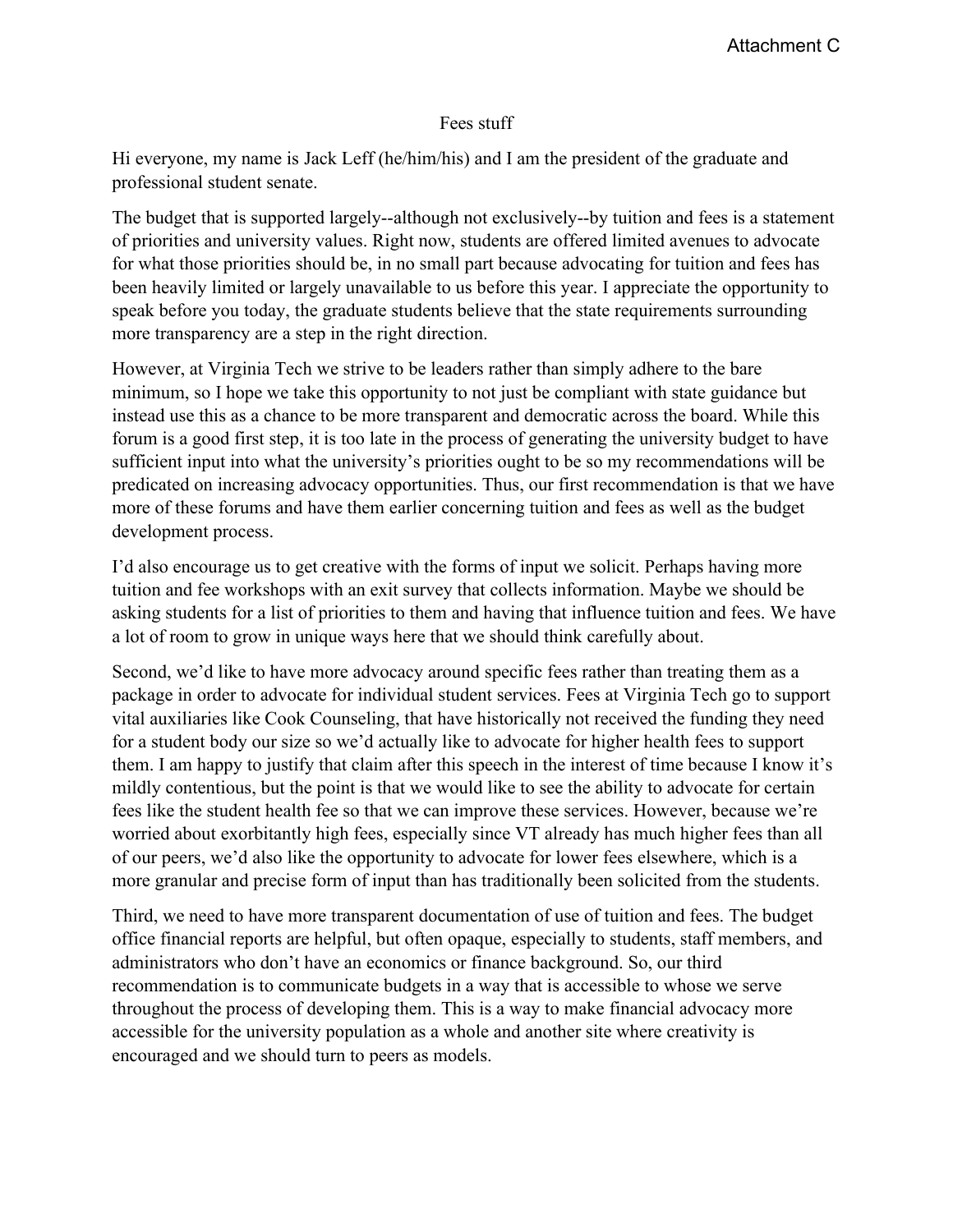Attachment C

Fees stuff

Hi everyone, my name is Jack Leff (he/him/his) and I am the president of the graduate and professional student senate.

The budget that is supported largely--although not exclusively--by tuition and fees is a statement of priorities and university values. Right now, students are offered limited avenues to advocate for what those priorities should be, in no small part because advocating for tuition and fees has been heavily limited or largely unavailable to us before this year. I appreciate the opportunity to speak before you today, the graduate students believe that the state requirements surrounding more transparency are a step in the right direction.

However, at Virginia Tech we strive to be leaders rather than simply adhere to the bare minimum, so I hope we take this opportunity to not just be compliant with state guidance but instead use this as a chance to be more transparent and democratic across the board. While this forum is a good first step, it is too late in the process of generating the university budget to have sufficient input into what the university's priorities ought to be so my recommendations will be predicated on increasing advocacy opportunities. Thus, our first recommendation is that we have more of these forums and have them earlier concerning tuition and fees as well as the budget development process.

I'd also encourage us to get creative with the forms of input we solicit. Perhaps having more tuition and fee workshops with an exit survey that collects information. Maybe we should be asking students for a list of priorities to them and having that influence tuition and fees. We have a lot of room to grow in unique ways here that we should think carefully about.

Second, we'd like to have more advocacy around specific fees rather than treating them as a package in order to advocate for individual student services. Fees at Virginia Tech go to support vital auxiliaries like Cook Counseling, that have historically not received the funding they need for a student body our size so we'd actually like to advocate for higher health fees to support them. I am happy to justify that claim after this speech in the interest of time because I know it's mildly contentious, but the point is that we would like to see the ability to advocate for certain fees like the student health fee so that we can improve these services. However, because we're worried about exorbitantly high fees, especially since VT already has much higher fees than all of our peers, we'd also like the opportunity to advocate for lower fees elsewhere, which is a more granular and precise form of input than has traditionally been solicited from the students.

Third, we need to have more transparent documentation of use of tuition and fees. The budget office financial reports are helpful, but often opaque, especially to students, staff members, and administrators who don't have an economics or finance background. So, our third recommendation is to communicate budgets in a way that is accessible to whose we serve throughout the process of developing them. This is a way to make financial advocacy more accessible for the university population as a whole and another site where creativity is encouraged and we should turn to peers as models.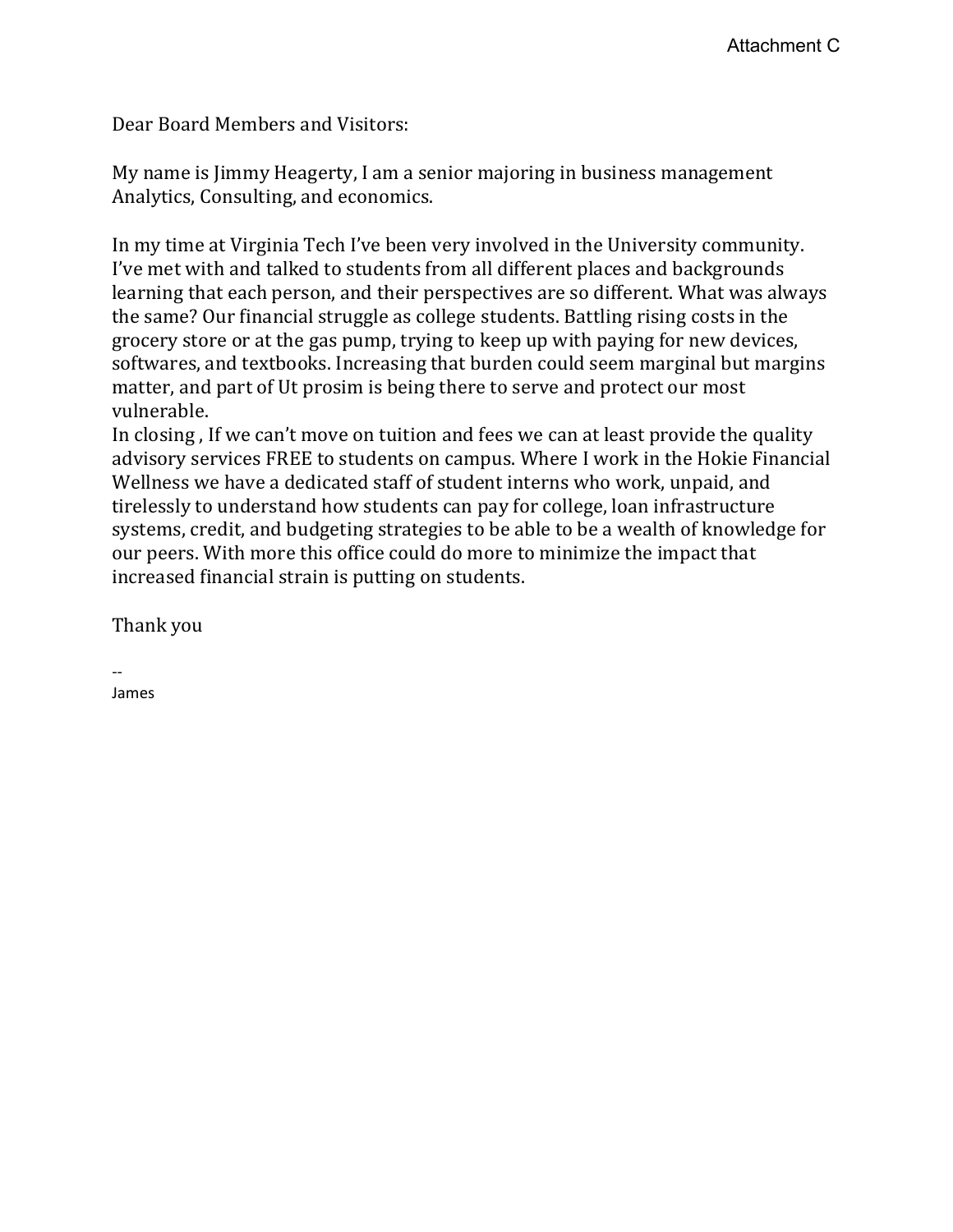Attachment C

Dear Board Members and Visitors:

My name is Jimmy Heagerty, I am a senior majoring in business management Analytics, Consulting, and economics.

In my time at Virginia Tech I've been very involved in the University community. I've met with and talked to students from all different places and backgrounds learning that each person, and their perspectives are so different. What was always the same? Our financial struggle as college students. Battling rising costs in the grocery store or at the gas pump, trying to keep up with paying for new devices, softwares, and textbooks. Increasing that burden could seem marginal but margins matter, and part of Ut prosim is being there to serve and protect our most vulnerable.
In closing , If we can't move on tuition and fees we can at least provide the quality advisory services FREE to students on campus. Where I work in the Hokie Financial Wellness we have a dedicated staff of student interns who work, unpaid, and tirelessly to understand how students can pay for college, loan infrastructure systems, credit, and budgeting strategies to be able to be a wealth of knowledge for our peers. With more this office could do more to minimize the impact that increased financial strain is putting on students.

Thank you

--
James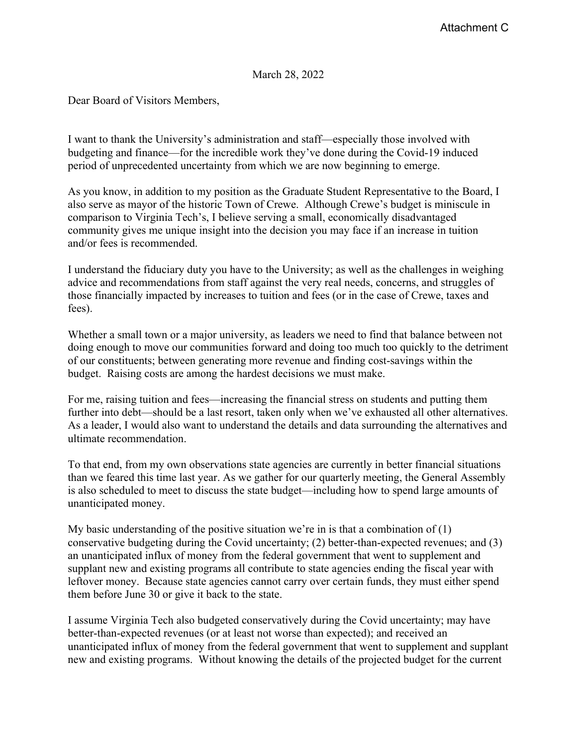Attachment C

March 28, 2022

Dear Board of Visitors Members,

I want to thank the University's administration and staff—especially those involved with budgeting and finance—for the incredible work they've done during the Covid-19 induced period of unprecedented uncertainty from which we are now beginning to emerge.

As you know, in addition to my position as the Graduate Student Representative to the Board, I also serve as mayor of the historic Town of Crewe. Although Crewe's budget is miniscule in comparison to Virginia Tech's, I believe serving a small, economically disadvantaged community gives me unique insight into the decision you may face if an increase in tuition and/or fees is recommended.

I understand the fiduciary duty you have to the University; as well as the challenges in weighing advice and recommendations from staff against the very real needs, concerns, and struggles of those financially impacted by increases to tuition and fees (or in the case of Crewe, taxes and fees).

Whether a small town or a major university, as leaders we need to find that balance between not doing enough to move our communities forward and doing too much too quickly to the detriment of our constituents; between generating more revenue and finding cost-savings within the budget. Raising costs are among the hardest decisions we must make.

For me, raising tuition and fees—increasing the financial stress on students and putting them further into debt—should be a last resort, taken only when we've exhausted all other alternatives. As a leader, I would also want to understand the details and data surrounding the alternatives and ultimate recommendation.

To that end, from my own observations state agencies are currently in better financial situations than we feared this time last year. As we gather for our quarterly meeting, the General Assembly is also scheduled to meet to discuss the state budget—including how to spend large amounts of unanticipated money.

My basic understanding of the positive situation we're in is that a combination of (1) conservative budgeting during the Covid uncertainty; (2) better-than-expected revenues; and (3) an unanticipated influx of money from the federal government that went to supplement and supplant new and existing programs all contribute to state agencies ending the fiscal year with leftover money. Because state agencies cannot carry over certain funds, they must either spend them before June 30 or give it back to the state.

I assume Virginia Tech also budgeted conservatively during the Covid uncertainty; may have better-than-expected revenues (or at least not worse than expected); and received an unanticipated influx of money from the federal government that went to supplement and supplant new and existing programs. Without knowing the details of the projected budget for the current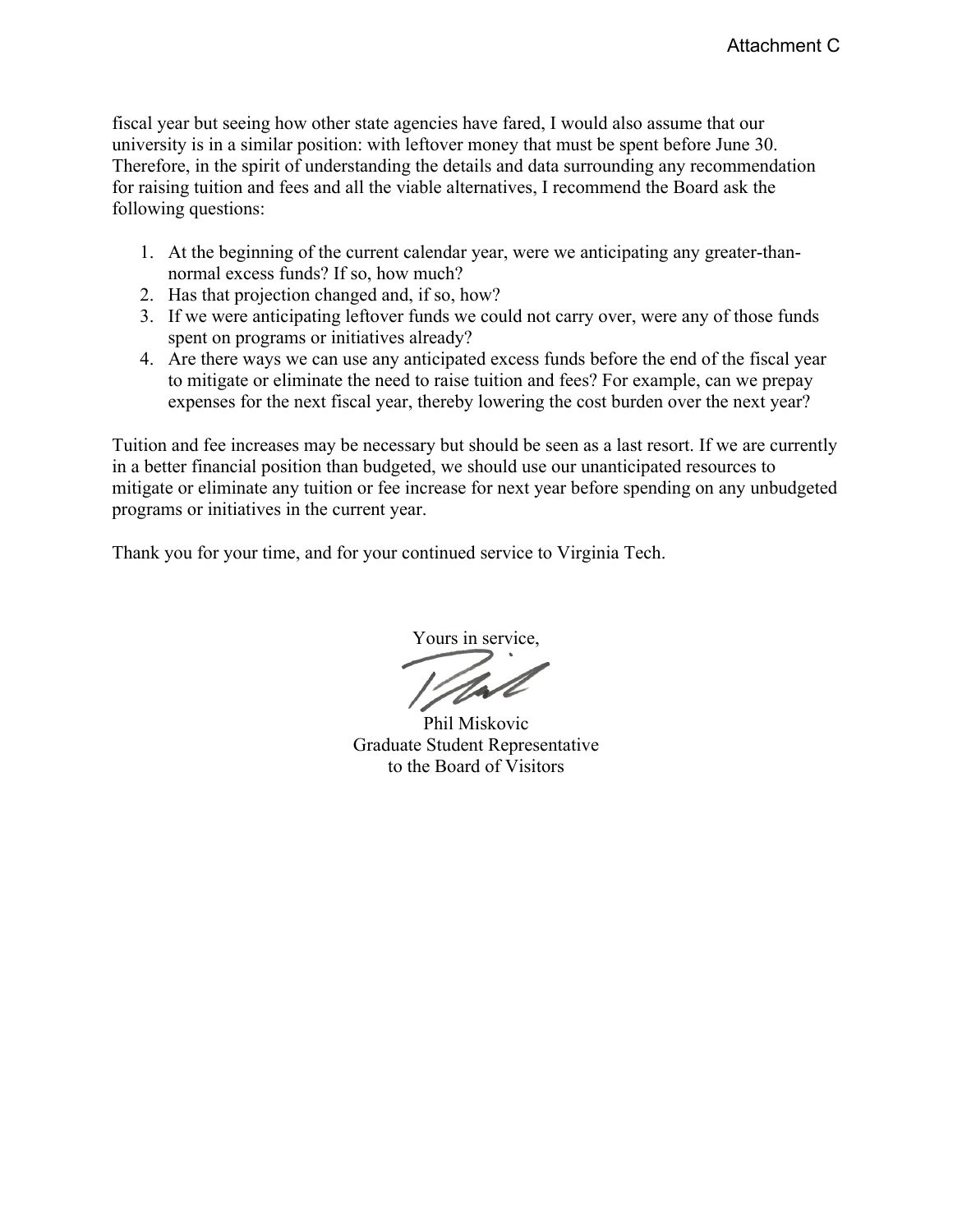fiscal year but seeing how other state agencies have fared, I would also assume that our university is in a similar position: with leftover money that must be spent before June 30. Therefore, in the spirit of understanding the details and data surrounding any recommendation for raising tuition and fees and all the viable alternatives, I recommend the Board ask the following questions:

1. At the beginning of the current calendar year, were we anticipating any greater-than-normal excess funds? If so, how much?
2. Has that projection changed and, if so, how?
3. If we were anticipating leftover funds we could not carry over, were any of those funds spent on programs or initiatives already?
4. Are there ways we can use any anticipated excess funds before the end of the fiscal year to mitigate or eliminate the need to raise tuition and fees? For example, can we prepay expenses for the next fiscal year, thereby lowering the cost burden over the next year?

Tuition and fee increases may be necessary but should be seen as a last resort. If we are currently in a better financial position than budgeted, we should use our unanticipated resources to mitigate or eliminate any tuition or fee increase for next year before spending on any unbudgeted programs or initiatives in the current year.

Thank you for your time, and for your continued service to Virginia Tech.

Yours in service,

Phil Miskovic
Graduate Student Representative
to the Board of Visitors